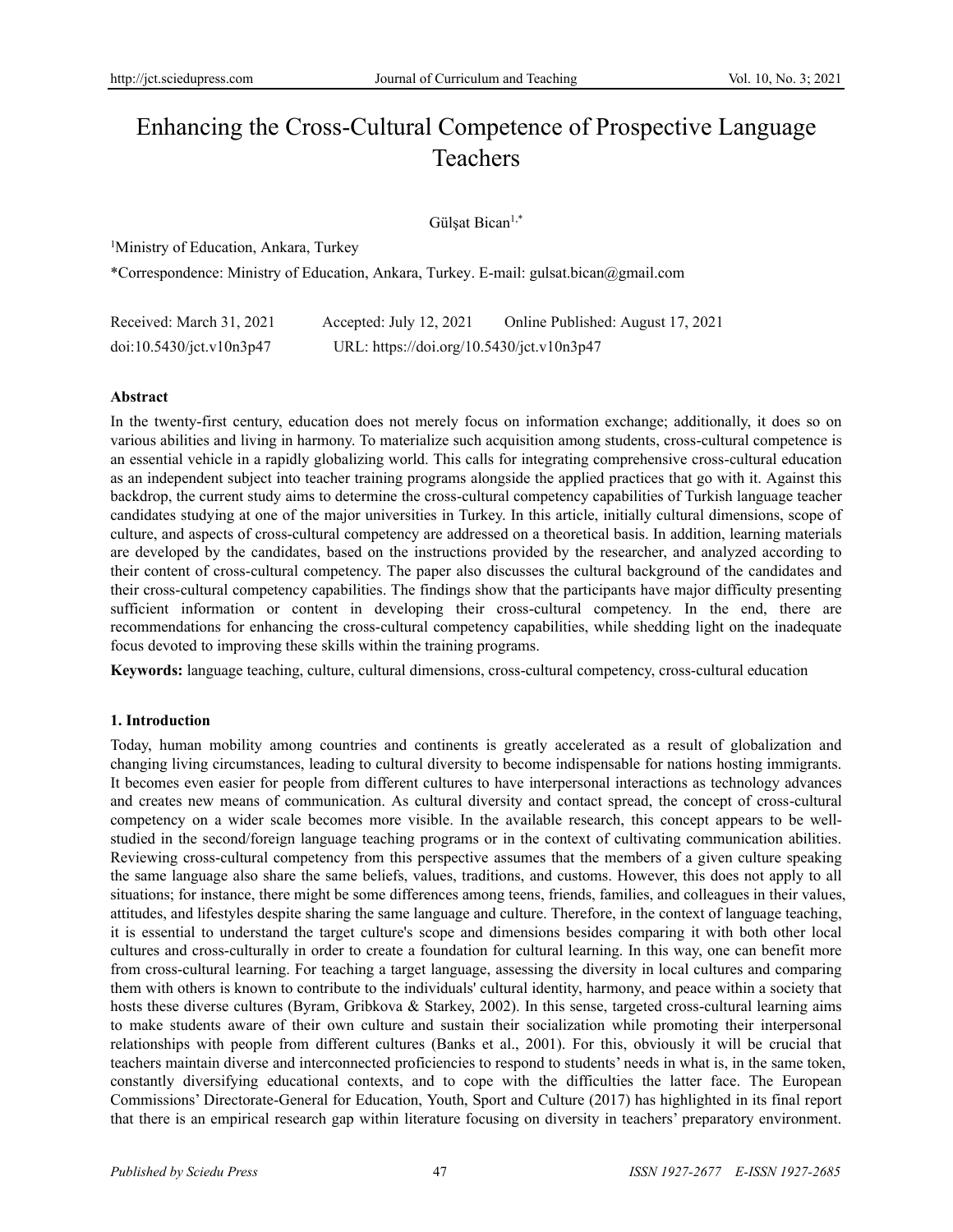# Enhancing the Cross-Cultural Competence of Prospective Language Teachers

Gülşat Bican[1,*]

[1]Ministry of Education, Ankara, Turkey

*Correspondence: Ministry of Education, Ankara, Turkey. E-mail: gulsat.bican@gmail.com

Received: March 31, 2021 Accepted: July 12, 2021 Online Published: August 17, 2021

doi:10.5430/jct.v10n3p47 URL: https://doi.org/10.5430/jct.v10n3p47

## Abstract

In the twenty-first century, education does not merely focus on information exchange; additionally, it does so on various abilities and living in harmony. To materialize such acquisition among students, cross-cultural competence is an essential vehicle in a rapidly globalizing world. This calls for integrating comprehensive cross-cultural education as an independent subject into teacher training programs alongside the applied practices that go with it. Against this backdrop, the current study aims to determine the cross-cultural competency capabilities of Turkish language teacher candidates studying at one of the major universities in Turkey. In this article, initially cultural dimensions, scope of culture, and aspects of cross-cultural competency are addressed on a theoretical basis. In addition, learning materials are developed by the candidates, based on the instructions provided by the researcher, and analyzed according to their content of cross-cultural competency. The paper also discusses the cultural background of the candidates and their cross-cultural competency capabilities. The findings show that the participants have major difficulty presenting sufficient information or content in developing their cross-cultural competency. In the end, there are recommendations for enhancing the cross-cultural competency capabilities, while shedding light on the inadequate focus devoted to improving these skills within the training programs.

**Keywords:** language teaching, culture, cultural dimensions, cross-cultural competency, cross-cultural education

## 1. Introduction

Today, human mobility among countries and continents is greatly accelerated as a result of globalization and changing living circumstances, leading to cultural diversity to become indispensable for nations hosting immigrants. It becomes even easier for people from different cultures to have interpersonal interactions as technology advances and creates new means of communication. As cultural diversity and contact spread, the concept of cross-cultural competency on a wider scale becomes more visible. In the available research, this concept appears to be well-studied in the second/foreign language teaching programs or in the context of cultivating communication abilities. Reviewing cross-cultural competency from this perspective assumes that the members of a given culture speaking the same language also share the same beliefs, values, traditions, and customs. However, this does not apply to all situations; for instance, there might be some differences among teens, friends, families, and colleagues in their values, attitudes, and lifestyles despite sharing the same language and culture. Therefore, in the context of language teaching, it is essential to understand the target culture's scope and dimensions besides comparing it with both other local cultures and cross-culturally in order to create a foundation for cultural learning. In this way, one can benefit more from cross-cultural learning. For teaching a target language, assessing the diversity in local cultures and comparing them with others is known to contribute to the individuals' cultural identity, harmony, and peace within a society that hosts these diverse cultures (Byram, Gribkova & Starkey, 2002). In this sense, targeted cross-cultural learning aims to make students aware of their own culture and sustain their socialization while promoting their interpersonal relationships with people from different cultures (Banks et al., 2001). For this, obviously it will be crucial that teachers maintain diverse and interconnected proficiencies to respond to students' needs in what is, in the same token, constantly diversifying educational contexts, and to cope with the difficulties the latter face. The European Commissions' Directorate-General for Education, Youth, Sport and Culture (2017) has highlighted in its final report that there is an empirical research gap within literature focusing on diversity in teachers' preparatory environment.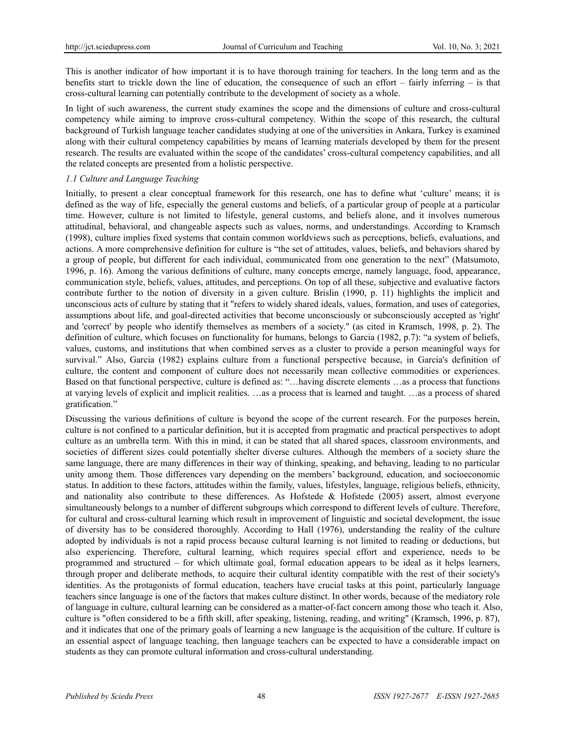This is another indicator of how important it is to have thorough training for teachers. In the long term and as the benefits start to trickle down the line of education, the consequence of such an effort – fairly inferring – is that cross-cultural learning can potentially contribute to the development of society as a whole.

In light of such awareness, the current study examines the scope and the dimensions of culture and cross-cultural competency while aiming to improve cross-cultural competency. Within the scope of this research, the cultural background of Turkish language teacher candidates studying at one of the universities in Ankara, Turkey is examined along with their cultural competency capabilities by means of learning materials developed by them for the present research. The results are evaluated within the scope of the candidates' cross-cultural competency capabilities, and all the related concepts are presented from a holistic perspective.

### *1.1 Culture and Language Teaching*

Initially, to present a clear conceptual framework for this research, one has to define what 'culture' means; it is defined as the way of life, especially the general customs and beliefs, of a particular group of people at a particular time. However, culture is not limited to lifestyle, general customs, and beliefs alone, and it involves numerous attitudinal, behavioral, and changeable aspects such as values, norms, and understandings. According to Kramsch (1998), culture implies fixed systems that contain common worldviews such as perceptions, beliefs, evaluations, and actions. A more comprehensive definition for culture is "the set of attitudes, values, beliefs, and behaviors shared by a group of people, but different for each individual, communicated from one generation to the next" (Matsumoto, 1996, p. 16). Among the various definitions of culture, many concepts emerge, namely language, food, appearance, communication style, beliefs, values, attitudes, and perceptions. On top of all these, subjective and evaluative factors contribute further to the notion of diversity in a given culture. Brislin (1990, p. 11) highlights the implicit and unconscious acts of culture by stating that it "refers to widely shared ideals, values, formation, and uses of categories, assumptions about life, and goal-directed activities that become unconsciously or subconsciously accepted as 'right' and 'correct' by people who identify themselves as members of a society." (as cited in Kramsch, 1998, p. 2). The definition of culture, which focuses on functionality for humans, belongs to Garcia (1982, p.7): "a system of beliefs, values, customs, and institutions that when combined serves as a cluster to provide a person meaningful ways for survival." Also, Garcia (1982) explains culture from a functional perspective because, in Garcia's definition of culture, the content and component of culture does not necessarily mean collective commodities or experiences. Based on that functional perspective, culture is defined as: "…having discrete elements …as a process that functions at varying levels of explicit and implicit realities. …as a process that is learned and taught. …as a process of shared gratification."

Discussing the various definitions of culture is beyond the scope of the current research. For the purposes herein, culture is not confined to a particular definition, but it is accepted from pragmatic and practical perspectives to adopt culture as an umbrella term. With this in mind, it can be stated that all shared spaces, classroom environments, and societies of different sizes could potentially shelter diverse cultures. Although the members of a society share the same language, there are many differences in their way of thinking, speaking, and behaving, leading to no particular unity among them. Those differences vary depending on the members' background, education, and socioeconomic status. In addition to these factors, attitudes within the family, values, lifestyles, language, religious beliefs, ethnicity, and nationality also contribute to these differences. As Hofstede & Hofstede (2005) assert, almost everyone simultaneously belongs to a number of different subgroups which correspond to different levels of culture. Therefore, for cultural and cross-cultural learning which result in improvement of linguistic and societal development, the issue of diversity has to be considered thoroughly. According to Hall (1976), understanding the reality of the culture adopted by individuals is not a rapid process because cultural learning is not limited to reading or deductions, but also experiencing. Therefore, cultural learning, which requires special effort and experience, needs to be programmed and structured – for which ultimate goal, formal education appears to be ideal as it helps learners, through proper and deliberate methods, to acquire their cultural identity compatible with the rest of their society's identities. As the protagonists of formal education, teachers have crucial tasks at this point, particularly language teachers since language is one of the factors that makes culture distinct. In other words, because of the mediatory role of language in culture, cultural learning can be considered as a matter-of-fact concern among those who teach it. Also, culture is "often considered to be a fifth skill, after speaking, listening, reading, and writing" (Kramsch, 1996, p. 87), and it indicates that one of the primary goals of learning a new language is the acquisition of the culture. If culture is an essential aspect of language teaching, then language teachers can be expected to have a considerable impact on students as they can promote cultural information and cross-cultural understanding.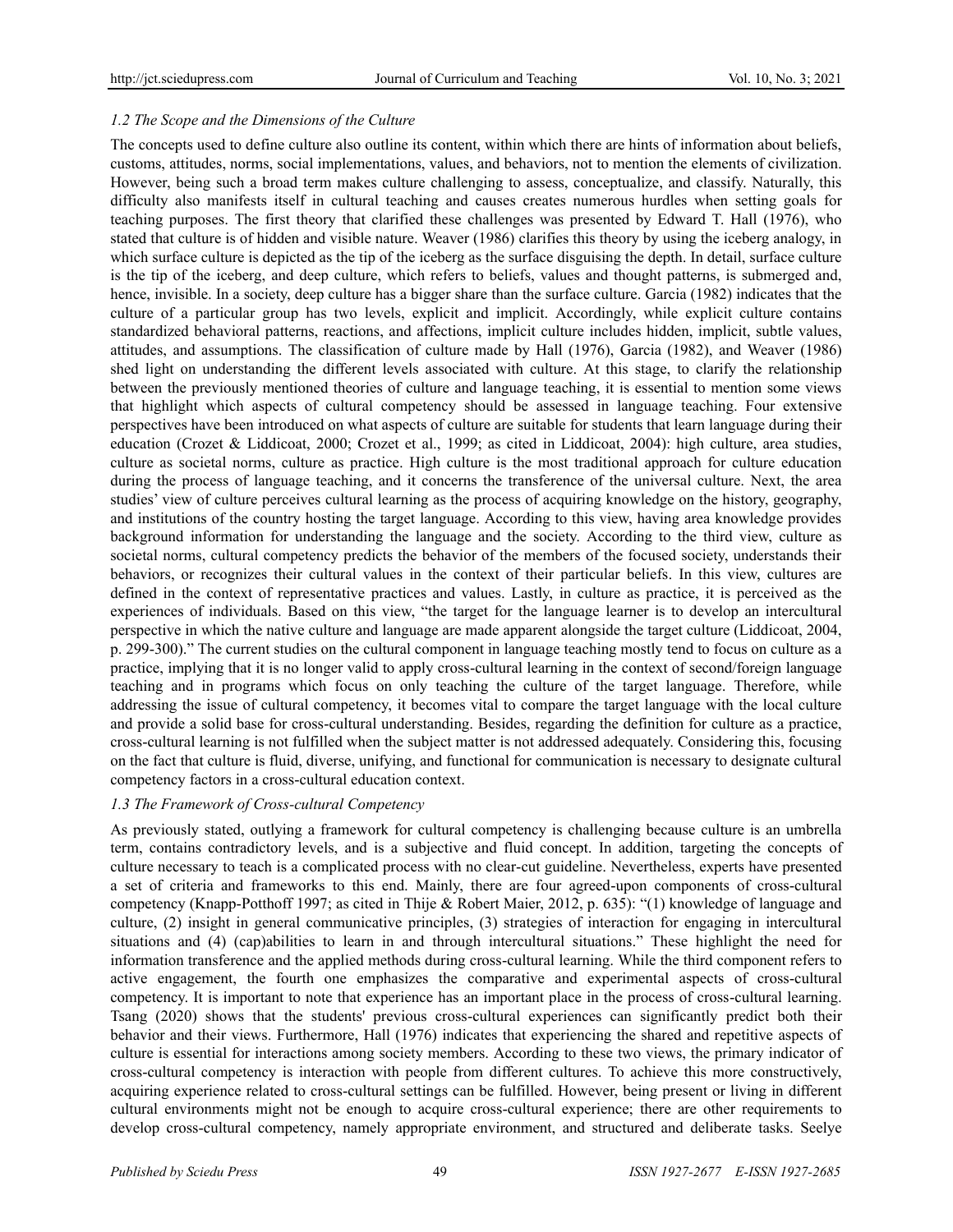### *1.2 The Scope and the Dimensions of the Culture*

The concepts used to define culture also outline its content, within which there are hints of information about beliefs, customs, attitudes, norms, social implementations, values, and behaviors, not to mention the elements of civilization. However, being such a broad term makes culture challenging to assess, conceptualize, and classify. Naturally, this difficulty also manifests itself in cultural teaching and causes creates numerous hurdles when setting goals for teaching purposes. The first theory that clarified these challenges was presented by Edward T. Hall (1976), who stated that culture is of hidden and visible nature. Weaver (1986) clarifies this theory by using the iceberg analogy, in which surface culture is depicted as the tip of the iceberg as the surface disguising the depth. In detail, surface culture is the tip of the iceberg, and deep culture, which refers to beliefs, values and thought patterns, is submerged and, hence, invisible. In a society, deep culture has a bigger share than the surface culture. Garcia (1982) indicates that the culture of a particular group has two levels, explicit and implicit. Accordingly, while explicit culture contains standardized behavioral patterns, reactions, and affections, implicit culture includes hidden, implicit, subtle values, attitudes, and assumptions. The classification of culture made by Hall (1976), Garcia (1982), and Weaver (1986) shed light on understanding the different levels associated with culture. At this stage, to clarify the relationship between the previously mentioned theories of culture and language teaching, it is essential to mention some views that highlight which aspects of cultural competency should be assessed in language teaching. Four extensive perspectives have been introduced on what aspects of culture are suitable for students that learn language during their education (Crozet & Liddicoat, 2000; Crozet et al., 1999; as cited in Liddicoat, 2004): high culture, area studies, culture as societal norms, culture as practice. High culture is the most traditional approach for culture education during the process of language teaching, and it concerns the transference of the universal culture. Next, the area studies' view of culture perceives cultural learning as the process of acquiring knowledge on the history, geography, and institutions of the country hosting the target language. According to this view, having area knowledge provides background information for understanding the language and the society. According to the third view, culture as societal norms, cultural competency predicts the behavior of the members of the focused society, understands their behaviors, or recognizes their cultural values in the context of their particular beliefs. In this view, cultures are defined in the context of representative practices and values. Lastly, in culture as practice, it is perceived as the experiences of individuals. Based on this view, "the target for the language learner is to develop an intercultural perspective in which the native culture and language are made apparent alongside the target culture (Liddicoat, 2004, p. 299-300)." The current studies on the cultural component in language teaching mostly tend to focus on culture as a practice, implying that it is no longer valid to apply cross-cultural learning in the context of second/foreign language teaching and in programs which focus on only teaching the culture of the target language. Therefore, while addressing the issue of cultural competency, it becomes vital to compare the target language with the local culture and provide a solid base for cross-cultural understanding. Besides, regarding the definition for culture as a practice, cross-cultural learning is not fulfilled when the subject matter is not addressed adequately. Considering this, focusing on the fact that culture is fluid, diverse, unifying, and functional for communication is necessary to designate cultural competency factors in a cross-cultural education context.

### *1.3 The Framework of Cross-cultural Competency*

As previously stated, outlying a framework for cultural competency is challenging because culture is an umbrella term, contains contradictory levels, and is a subjective and fluid concept. In addition, targeting the concepts of culture necessary to teach is a complicated process with no clear-cut guideline. Nevertheless, experts have presented a set of criteria and frameworks to this end. Mainly, there are four agreed-upon components of cross-cultural competency (Knapp-Potthoff 1997; as cited in Thije & Robert Maier, 2012, p. 635): "(1) knowledge of language and culture, (2) insight in general communicative principles, (3) strategies of interaction for engaging in intercultural situations and (4) (cap)abilities to learn in and through intercultural situations." These highlight the need for information transference and the applied methods during cross-cultural learning. While the third component refers to active engagement, the fourth one emphasizes the comparative and experimental aspects of cross-cultural competency. It is important to note that experience has an important place in the process of cross-cultural learning. Tsang (2020) shows that the students' previous cross-cultural experiences can significantly predict both their behavior and their views. Furthermore, Hall (1976) indicates that experiencing the shared and repetitive aspects of culture is essential for interactions among society members. According to these two views, the primary indicator of cross-cultural competency is interaction with people from different cultures. To achieve this more constructively, acquiring experience related to cross-cultural settings can be fulfilled. However, being present or living in different cultural environments might not be enough to acquire cross-cultural experience; there are other requirements to develop cross-cultural competency, namely appropriate environment, and structured and deliberate tasks. Seelye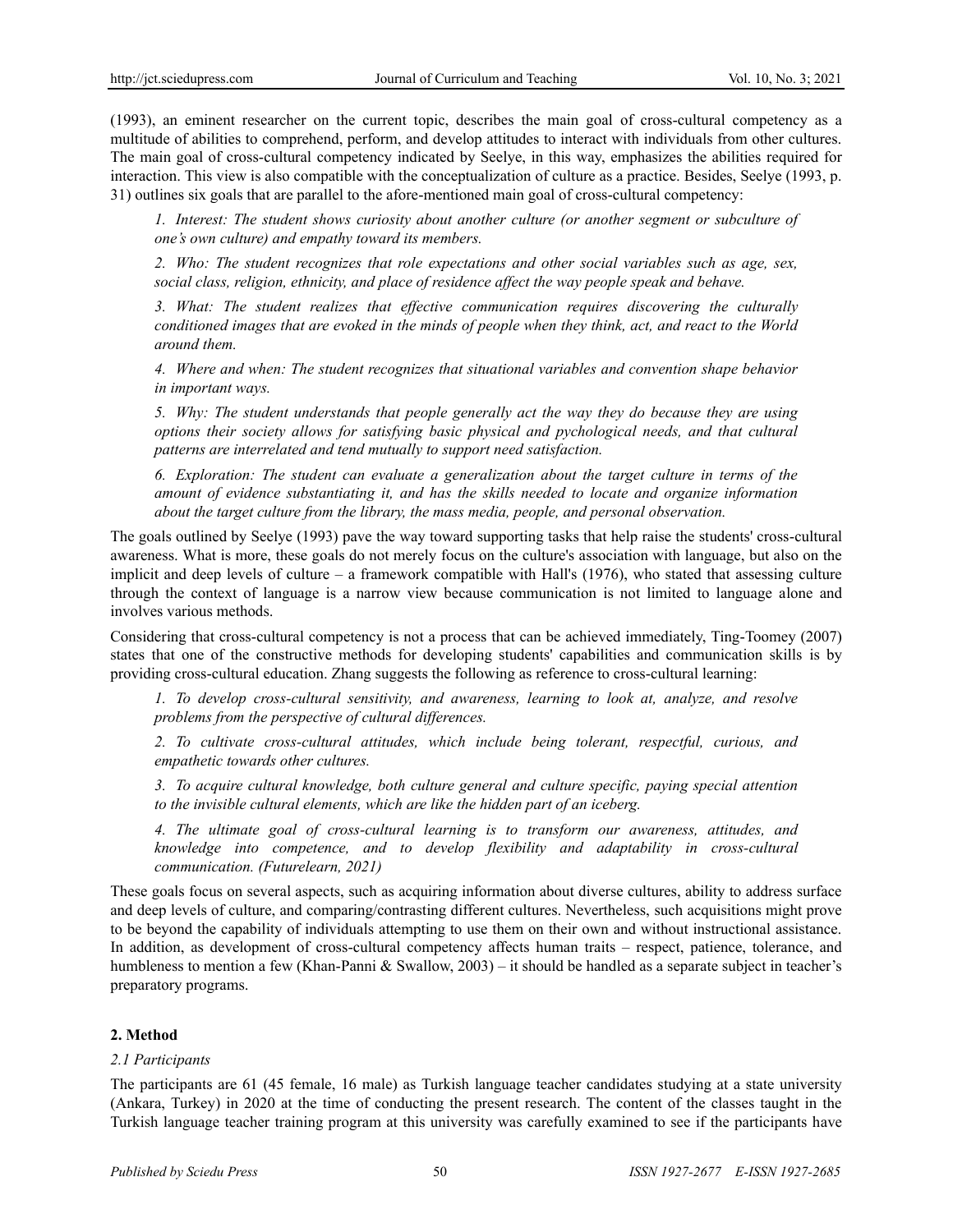(1993), an eminent researcher on the current topic, describes the main goal of cross-cultural competency as a multitude of abilities to comprehend, perform, and develop attitudes to interact with individuals from other cultures. The main goal of cross-cultural competency indicated by Seelye, in this way, emphasizes the abilities required for interaction. This view is also compatible with the conceptualization of culture as a practice. Besides, Seelye (1993, p. 31) outlines six goals that are parallel to the afore-mentioned main goal of cross-cultural competency:

> *1. Interest: The student shows curiosity about another culture (or another segment or subculture of one's own culture) and empathy toward its members.*
>
> *2. Who: The student recognizes that role expectations and other social variables such as age, sex, social class, religion, ethnicity, and place of residence affect the way people speak and behave.*
>
> *3. What: The student realizes that effective communication requires discovering the culturally conditioned images that are evoked in the minds of people when they think, act, and react to the World around them.*
>
> *4. Where and when: The student recognizes that situational variables and convention shape behavior in important ways.*
>
> *5. Why: The student understands that people generally act the way they do because they are using options their society allows for satisfying basic physical and pychological needs, and that cultural patterns are interrelated and tend mutually to support need satisfaction.*
>
> *6. Exploration: The student can evaluate a generalization about the target culture in terms of the amount of evidence substantiating it, and has the skills needed to locate and organize information about the target culture from the library, the mass media, people, and personal observation.*

The goals outlined by Seelye (1993) pave the way toward supporting tasks that help raise the students' cross-cultural awareness. What is more, these goals do not merely focus on the culture's association with language, but also on the implicit and deep levels of culture – a framework compatible with Hall's (1976), who stated that assessing culture through the context of language is a narrow view because communication is not limited to language alone and involves various methods.

Considering that cross-cultural competency is not a process that can be achieved immediately, Ting-Toomey (2007) states that one of the constructive methods for developing students' capabilities and communication skills is by providing cross-cultural education. Zhang suggests the following as reference to cross-cultural learning:

> *1. To develop cross-cultural sensitivity, and awareness, learning to look at, analyze, and resolve problems from the perspective of cultural differences.*
>
> *2. To cultivate cross-cultural attitudes, which include being tolerant, respectful, curious, and empathetic towards other cultures.*
>
> *3. To acquire cultural knowledge, both culture general and culture specific, paying special attention to the invisible cultural elements, which are like the hidden part of an iceberg.*
>
> *4. The ultimate goal of cross-cultural learning is to transform our awareness, attitudes, and knowledge into competence, and to develop flexibility and adaptability in cross-cultural communication. (Futurelearn, 2021)*

These goals focus on several aspects, such as acquiring information about diverse cultures, ability to address surface and deep levels of culture, and comparing/contrasting different cultures. Nevertheless, such acquisitions might prove to be beyond the capability of individuals attempting to use them on their own and without instructional assistance. In addition, as development of cross-cultural competency affects human traits – respect, patience, tolerance, and humbleness to mention a few (Khan-Panni & Swallow, 2003) – it should be handled as a separate subject in teacher's preparatory programs.

## 2. Method

### *2.1 Participants*

The participants are 61 (45 female, 16 male) as Turkish language teacher candidates studying at a state university (Ankara, Turkey) in 2020 at the time of conducting the present research. The content of the classes taught in the Turkish language teacher training program at this university was carefully examined to see if the participants have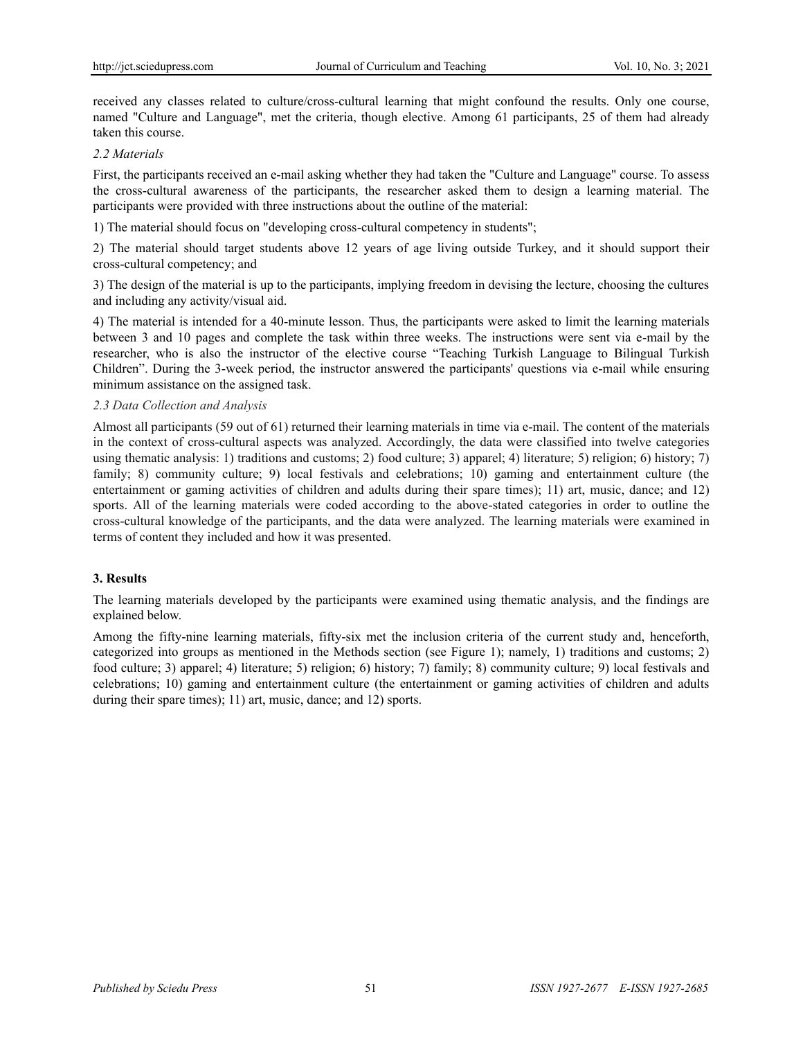received any classes related to culture/cross-cultural learning that might confound the results. Only one course, named "Culture and Language", met the criteria, though elective. Among 61 participants, 25 of them had already taken this course.

### *2.2 Materials*

First, the participants received an e-mail asking whether they had taken the "Culture and Language" course. To assess the cross-cultural awareness of the participants, the researcher asked them to design a learning material. The participants were provided with three instructions about the outline of the material:

1) The material should focus on "developing cross-cultural competency in students";

2) The material should target students above 12 years of age living outside Turkey, and it should support their cross-cultural competency; and

3) The design of the material is up to the participants, implying freedom in devising the lecture, choosing the cultures and including any activity/visual aid.

4) The material is intended for a 40-minute lesson. Thus, the participants were asked to limit the learning materials between 3 and 10 pages and complete the task within three weeks. The instructions were sent via e-mail by the researcher, who is also the instructor of the elective course "Teaching Turkish Language to Bilingual Turkish Children". During the 3-week period, the instructor answered the participants' questions via e-mail while ensuring minimum assistance on the assigned task.

### *2.3 Data Collection and Analysis*

Almost all participants (59 out of 61) returned their learning materials in time via e-mail. The content of the materials in the context of cross-cultural aspects was analyzed. Accordingly, the data were classified into twelve categories using thematic analysis: 1) traditions and customs; 2) food culture; 3) apparel; 4) literature; 5) religion; 6) history; 7) family; 8) community culture; 9) local festivals and celebrations; 10) gaming and entertainment culture (the entertainment or gaming activities of children and adults during their spare times); 11) art, music, dance; and 12) sports. All of the learning materials were coded according to the above-stated categories in order to outline the cross-cultural knowledge of the participants, and the data were analyzed. The learning materials were examined in terms of content they included and how it was presented.

## **3. Results**

The learning materials developed by the participants were examined using thematic analysis, and the findings are explained below.

Among the fifty-nine learning materials, fifty-six met the inclusion criteria of the current study and, henceforth, categorized into groups as mentioned in the Methods section (see Figure 1); namely, 1) traditions and customs; 2) food culture; 3) apparel; 4) literature; 5) religion; 6) history; 7) family; 8) community culture; 9) local festivals and celebrations; 10) gaming and entertainment culture (the entertainment or gaming activities of children and adults during their spare times); 11) art, music, dance; and 12) sports.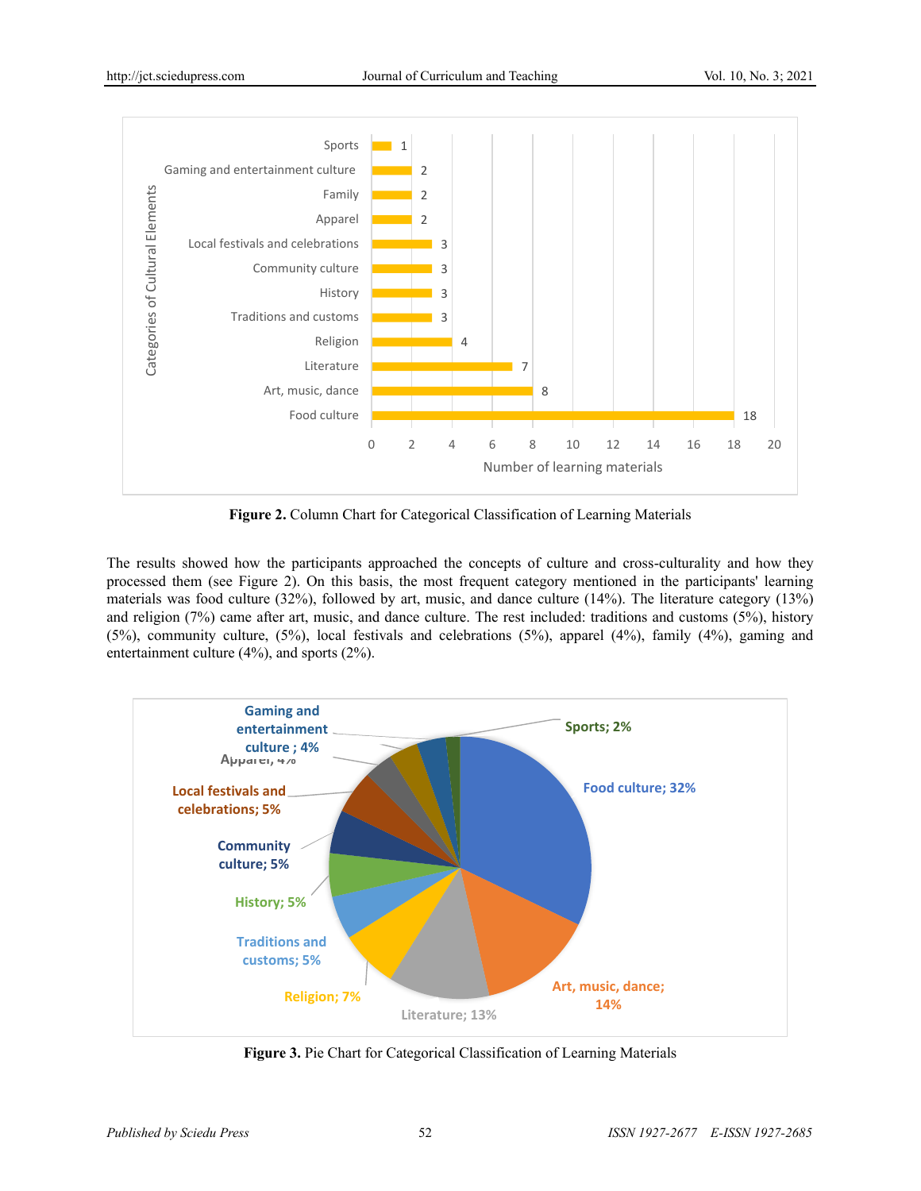Figure 2. Column Chart for Categorical Classification of Learning Materials

The results showed how the participants approached the concepts of culture and cross-culturality and how they processed them (see Figure 2). On this basis, the most frequent category mentioned in the participants' learning materials was food culture (32%), followed by art, music, and dance culture (14%). The literature category (13%) and religion (7%) came after art, music, and dance culture. The rest included: traditions and customs (5%), history (5%), community culture, (5%), local festivals and celebrations (5%), apparel (4%), family (4%), gaming and entertainment culture (4%), and sports (2%).

Figure 3. Pie Chart for Categorical Classification of Learning Materials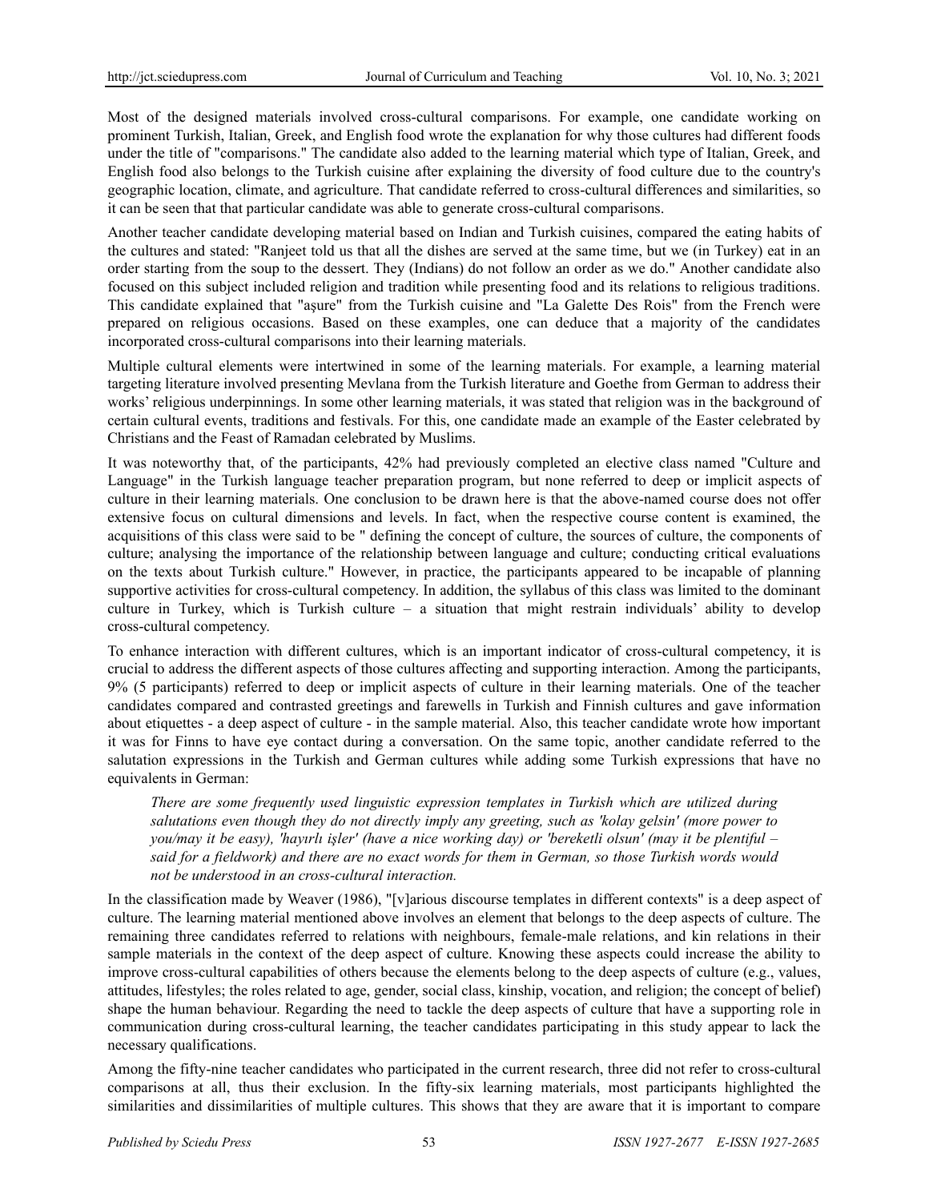Most of the designed materials involved cross-cultural comparisons. For example, one candidate working on prominent Turkish, Italian, Greek, and English food wrote the explanation for why those cultures had different foods under the title of "comparisons." The candidate also added to the learning material which type of Italian, Greek, and English food also belongs to the Turkish cuisine after explaining the diversity of food culture due to the country's geographic location, climate, and agriculture. That candidate referred to cross-cultural differences and similarities, so it can be seen that that particular candidate was able to generate cross-cultural comparisons.

Another teacher candidate developing material based on Indian and Turkish cuisines, compared the eating habits of the cultures and stated: "Ranjeet told us that all the dishes are served at the same time, but we (in Turkey) eat in an order starting from the soup to the dessert. They (Indians) do not follow an order as we do." Another candidate also focused on this subject included religion and tradition while presenting food and its relations to religious traditions. This candidate explained that "aşure" from the Turkish cuisine and "La Galette Des Rois" from the French were prepared on religious occasions. Based on these examples, one can deduce that a majority of the candidates incorporated cross-cultural comparisons into their learning materials.

Multiple cultural elements were intertwined in some of the learning materials. For example, a learning material targeting literature involved presenting Mevlana from the Turkish literature and Goethe from German to address their works' religious underpinnings. In some other learning materials, it was stated that religion was in the background of certain cultural events, traditions and festivals. For this, one candidate made an example of the Easter celebrated by Christians and the Feast of Ramadan celebrated by Muslims.

It was noteworthy that, of the participants, 42% had previously completed an elective class named "Culture and Language" in the Turkish language teacher preparation program, but none referred to deep or implicit aspects of culture in their learning materials. One conclusion to be drawn here is that the above-named course does not offer extensive focus on cultural dimensions and levels. In fact, when the respective course content is examined, the acquisitions of this class were said to be " defining the concept of culture, the sources of culture, the components of culture; analysing the importance of the relationship between language and culture; conducting critical evaluations on the texts about Turkish culture." However, in practice, the participants appeared to be incapable of planning supportive activities for cross-cultural competency. In addition, the syllabus of this class was limited to the dominant culture in Turkey, which is Turkish culture – a situation that might restrain individuals' ability to develop cross-cultural competency.

To enhance interaction with different cultures, which is an important indicator of cross-cultural competency, it is crucial to address the different aspects of those cultures affecting and supporting interaction. Among the participants, 9% (5 participants) referred to deep or implicit aspects of culture in their learning materials. One of the teacher candidates compared and contrasted greetings and farewells in Turkish and Finnish cultures and gave information about etiquettes - a deep aspect of culture - in the sample material. Also, this teacher candidate wrote how important it was for Finns to have eye contact during a conversation. On the same topic, another candidate referred to the salutation expressions in the Turkish and German cultures while adding some Turkish expressions that have no equivalents in German:

> *There are some frequently used linguistic expression templates in Turkish which are utilized during salutations even though they do not directly imply any greeting, such as 'kolay gelsin' (more power to you/may it be easy), 'hayırlı işler' (have a nice working day) or 'bereketli olsun' (may it be plentiful – said for a fieldwork) and there are no exact words for them in German, so those Turkish words would not be understood in an cross-cultural interaction.*

In the classification made by Weaver (1986), "[v]arious discourse templates in different contexts" is a deep aspect of culture. The learning material mentioned above involves an element that belongs to the deep aspects of culture. The remaining three candidates referred to relations with neighbours, female-male relations, and kin relations in their sample materials in the context of the deep aspect of culture. Knowing these aspects could increase the ability to improve cross-cultural capabilities of others because the elements belong to the deep aspects of culture (e.g., values, attitudes, lifestyles; the roles related to age, gender, social class, kinship, vocation, and religion; the concept of belief) shape the human behaviour. Regarding the need to tackle the deep aspects of culture that have a supporting role in communication during cross-cultural learning, the teacher candidates participating in this study appear to lack the necessary qualifications.

Among the fifty-nine teacher candidates who participated in the current research, three did not refer to cross-cultural comparisons at all, thus their exclusion. In the fifty-six learning materials, most participants highlighted the similarities and dissimilarities of multiple cultures. This shows that they are aware that it is important to compare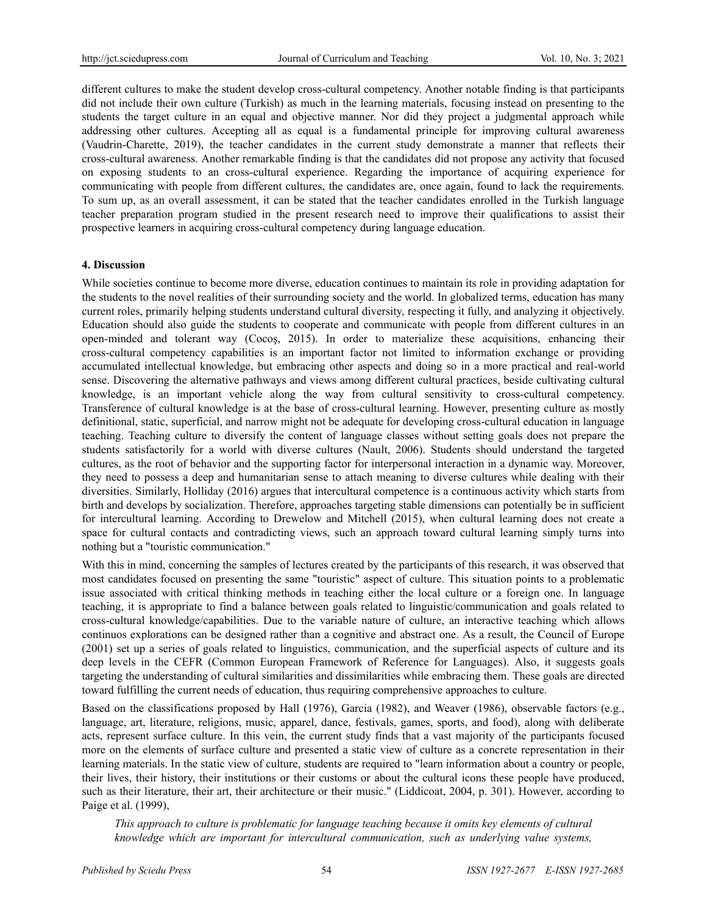different cultures to make the student develop cross-cultural competency. Another notable finding is that participants did not include their own culture (Turkish) as much in the learning materials, focusing instead on presenting to the students the target culture in an equal and objective manner. Nor did they project a judgmental approach while addressing other cultures. Accepting all as equal is a fundamental principle for improving cultural awareness (Vaudrin-Charette, 2019), the teacher candidates in the current study demonstrate a manner that reflects their cross-cultural awareness. Another remarkable finding is that the candidates did not propose any activity that focused on exposing students to an cross-cultural experience. Regarding the importance of acquiring experience for communicating with people from different cultures, the candidates are, once again, found to lack the requirements. To sum up, as an overall assessment, it can be stated that the teacher candidates enrolled in the Turkish language teacher preparation program studied in the present research need to improve their qualifications to assist their prospective learners in acquiring cross-cultural competency during language education.

## 4. Discussion

While societies continue to become more diverse, education continues to maintain its role in providing adaptation for the students to the novel realities of their surrounding society and the world. In globalized terms, education has many current roles, primarily helping students understand cultural diversity, respecting it fully, and analyzing it objectively. Education should also guide the students to cooperate and communicate with people from different cultures in an open-minded and tolerant way (Cocoş, 2015). In order to materialize these acquisitions, enhancing their cross-cultural competency capabilities is an important factor not limited to information exchange or providing accumulated intellectual knowledge, but embracing other aspects and doing so in a more practical and real-world sense. Discovering the alternative pathways and views among different cultural practices, beside cultivating cultural knowledge, is an important vehicle along the way from cultural sensitivity to cross-cultural competency. Transference of cultural knowledge is at the base of cross-cultural learning. However, presenting culture as mostly definitional, static, superficial, and narrow might not be adequate for developing cross-cultural education in language teaching. Teaching culture to diversify the content of language classes without setting goals does not prepare the students satisfactorily for a world with diverse cultures (Nault, 2006). Students should understand the targeted cultures, as the root of behavior and the supporting factor for interpersonal interaction in a dynamic way. Moreover, they need to possess a deep and humanitarian sense to attach meaning to diverse cultures while dealing with their diversities. Similarly, Holliday (2016) argues that intercultural competence is a continuous activity which starts from birth and develops by socialization. Therefore, approaches targeting stable dimensions can potentially be in sufficient for intercultural learning. According to Drewelow and Mitchell (2015), when cultural learning does not create a space for cultural contacts and contradicting views, such an approach toward cultural learning simply turns into nothing but a "touristic communication."

With this in mind, concerning the samples of lectures created by the participants of this research, it was observed that most candidates focused on presenting the same "touristic" aspect of culture. This situation points to a problematic issue associated with critical thinking methods in teaching either the local culture or a foreign one. In language teaching, it is appropriate to find a balance between goals related to linguistic/communication and goals related to cross-cultural knowledge/capabilities. Due to the variable nature of culture, an interactive teaching which allows continuos explorations can be designed rather than a cognitive and abstract one. As a result, the Council of Europe (2001) set up a series of goals related to linguistics, communication, and the superficial aspects of culture and its deep levels in the CEFR (Common European Framework of Reference for Languages). Also, it suggests goals targeting the understanding of cultural similarities and dissimilarities while embracing them. These goals are directed toward fulfilling the current needs of education, thus requiring comprehensive approaches to culture.

Based on the classifications proposed by Hall (1976), Garcia (1982), and Weaver (1986), observable factors (e.g., language, art, literature, religions, music, apparel, dance, festivals, games, sports, and food), along with deliberate acts, represent surface culture. In this vein, the current study finds that a vast majority of the participants focused more on the elements of surface culture and presented a static view of culture as a concrete representation in their learning materials. In the static view of culture, students are required to "learn information about a country or people, their lives, their history, their institutions or their customs or about the cultural icons these people have produced, such as their literature, their art, their architecture or their music." (Liddicoat, 2004, p. 301). However, according to Paige et al. (1999),

> *This approach to culture is problematic for language teaching because it omits key elements of cultural knowledge which are important for intercultural communication, such as underlying value systems,*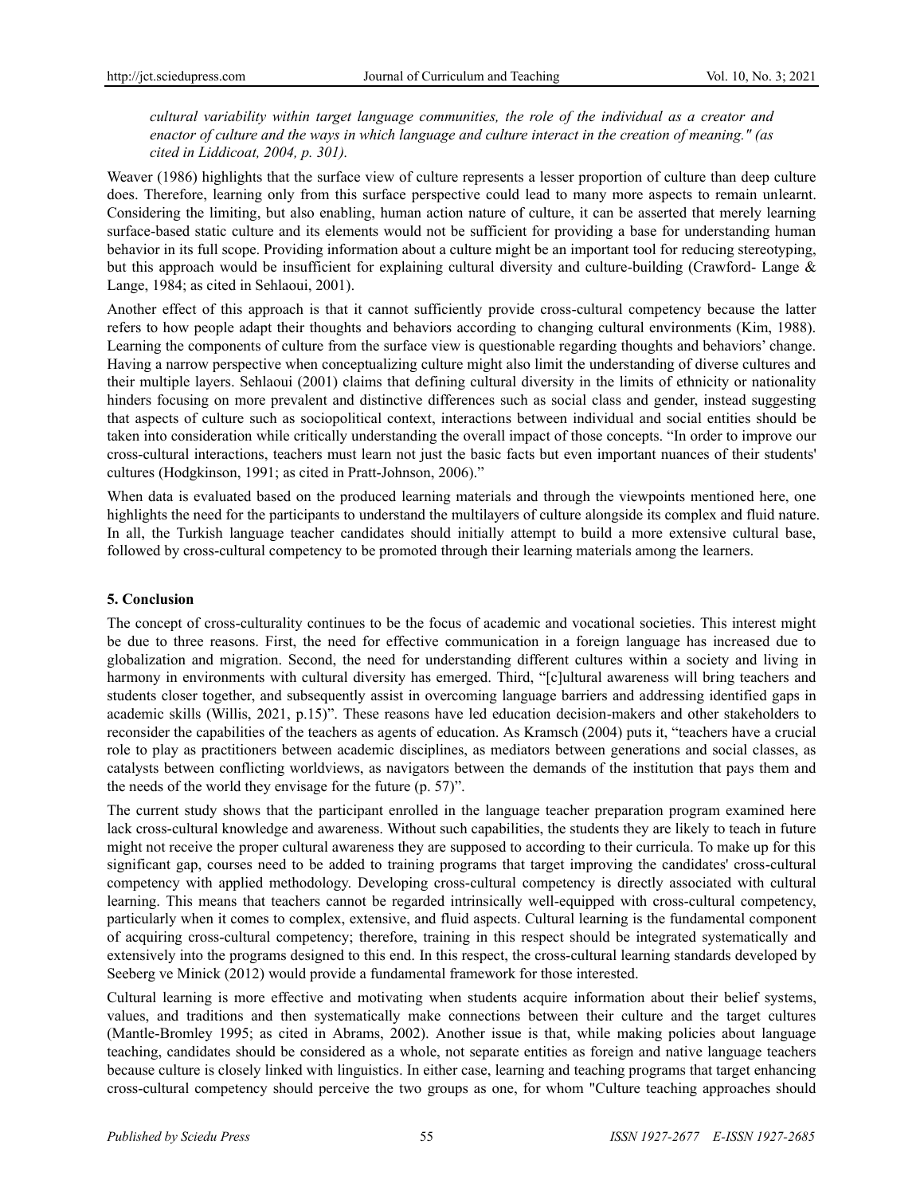*cultural variability within target language communities, the role of the individual as a creator and enactor of culture and the ways in which language and culture interact in the creation of meaning." (as cited in Liddicoat, 2004, p. 301).*

Weaver (1986) highlights that the surface view of culture represents a lesser proportion of culture than deep culture does. Therefore, learning only from this surface perspective could lead to many more aspects to remain unlearnt. Considering the limiting, but also enabling, human action nature of culture, it can be asserted that merely learning surface-based static culture and its elements would not be sufficient for providing a base for understanding human behavior in its full scope. Providing information about a culture might be an important tool for reducing stereotyping, but this approach would be insufficient for explaining cultural diversity and culture-building (Crawford- Lange & Lange, 1984; as cited in Sehlaoui, 2001).

Another effect of this approach is that it cannot sufficiently provide cross-cultural competency because the latter refers to how people adapt their thoughts and behaviors according to changing cultural environments (Kim, 1988). Learning the components of culture from the surface view is questionable regarding thoughts and behaviors' change. Having a narrow perspective when conceptualizing culture might also limit the understanding of diverse cultures and their multiple layers. Sehlaoui (2001) claims that defining cultural diversity in the limits of ethnicity or nationality hinders focusing on more prevalent and distinctive differences such as social class and gender, instead suggesting that aspects of culture such as sociopolitical context, interactions between individual and social entities should be taken into consideration while critically understanding the overall impact of those concepts. "In order to improve our cross-cultural interactions, teachers must learn not just the basic facts but even important nuances of their students' cultures (Hodgkinson, 1991; as cited in Pratt-Johnson, 2006)."

When data is evaluated based on the produced learning materials and through the viewpoints mentioned here, one highlights the need for the participants to understand the multilayers of culture alongside its complex and fluid nature. In all, the Turkish language teacher candidates should initially attempt to build a more extensive cultural base, followed by cross-cultural competency to be promoted through their learning materials among the learners.

## 5. Conclusion

The concept of cross-culturality continues to be the focus of academic and vocational societies. This interest might be due to three reasons. First, the need for effective communication in a foreign language has increased due to globalization and migration. Second, the need for understanding different cultures within a society and living in harmony in environments with cultural diversity has emerged. Third, "[c]ultural awareness will bring teachers and students closer together, and subsequently assist in overcoming language barriers and addressing identified gaps in academic skills (Willis, 2021, p.15)". These reasons have led education decision-makers and other stakeholders to reconsider the capabilities of the teachers as agents of education. As Kramsch (2004) puts it, "teachers have a crucial role to play as practitioners between academic disciplines, as mediators between generations and social classes, as catalysts between conflicting worldviews, as navigators between the demands of the institution that pays them and the needs of the world they envisage for the future (p. 57)".

The current study shows that the participant enrolled in the language teacher preparation program examined here lack cross-cultural knowledge and awareness. Without such capabilities, the students they are likely to teach in future might not receive the proper cultural awareness they are supposed to according to their curricula. To make up for this significant gap, courses need to be added to training programs that target improving the candidates' cross-cultural competency with applied methodology. Developing cross-cultural competency is directly associated with cultural learning. This means that teachers cannot be regarded intrinsically well-equipped with cross-cultural competency, particularly when it comes to complex, extensive, and fluid aspects. Cultural learning is the fundamental component of acquiring cross-cultural competency; therefore, training in this respect should be integrated systematically and extensively into the programs designed to this end. In this respect, the cross-cultural learning standards developed by Seeberg ve Minick (2012) would provide a fundamental framework for those interested.

Cultural learning is more effective and motivating when students acquire information about their belief systems, values, and traditions and then systematically make connections between their culture and the target cultures (Mantle-Bromley 1995; as cited in Abrams, 2002). Another issue is that, while making policies about language teaching, candidates should be considered as a whole, not separate entities as foreign and native language teachers because culture is closely linked with linguistics. In either case, learning and teaching programs that target enhancing cross-cultural competency should perceive the two groups as one, for whom "Culture teaching approaches should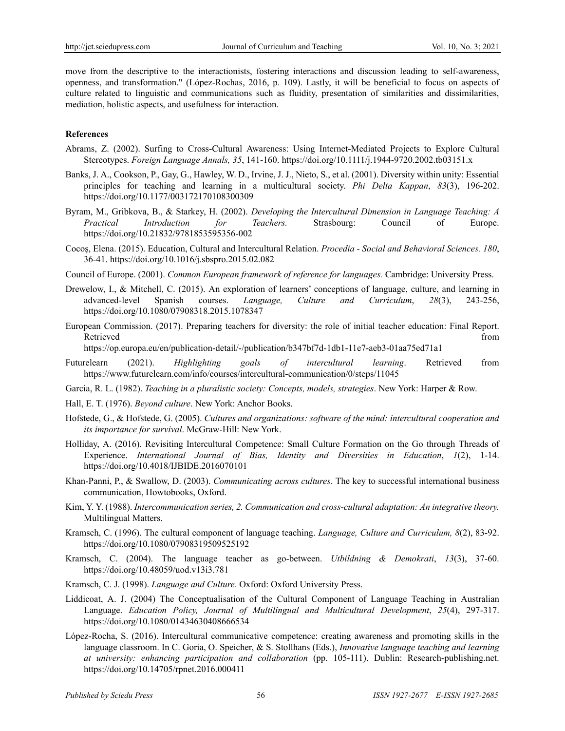move from the descriptive to the interactionists, fostering interactions and discussion leading to self-awareness, openness, and transformation." (López-Rochas, 2016, p. 109). Lastly, it will be beneficial to focus on aspects of culture related to linguistic and communications such as fluidity, presentation of similarities and dissimilarities, mediation, holistic aspects, and usefulness for interaction.

**References**

Abrams, Z. (2002). Surfing to Cross-Cultural Awareness: Using Internet-Mediated Projects to Explore Cultural Stereotypes. *Foreign Language Annals, 35*, 141-160. https://doi.org/10.1111/j.1944-9720.2002.tb03151.x

Banks, J. A., Cookson, P., Gay, G., Hawley, W. D., Irvine, J. J., Nieto, S., et al. (2001). Diversity within unity: Essential principles for teaching and learning in a multicultural society. *Phi Delta Kappan*, *83*(3), 196-202. https://doi.org/10.1177/003172170108300309

Byram, M., Gribkova, B., & Starkey, H. (2002). *Developing the Intercultural Dimension in Language Teaching: A Practical Introduction for Teachers.* Strasbourg: Council of Europe. https://doi.org/10.21832/9781853595356-002

Cocoş, Elena. (2015). Education, Cultural and Intercultural Relation. *Procedia - Social and Behavioral Sciences. 180*, 36-41. https://doi.org/10.1016/j.sbspro.2015.02.082

Council of Europe. (2001). *Common European framework of reference for languages.* Cambridge: University Press.

Drewelow, I., & Mitchell, C. (2015). An exploration of learners' conceptions of language, culture, and learning in advanced-level Spanish courses. *Language, Culture and Curriculum*, *28*(3), 243-256, https://doi.org/10.1080/07908318.2015.1078347

European Commission. (2017). Preparing teachers for diversity: the role of initial teacher education: Final Report. Retrieved from https://op.europa.eu/en/publication-detail/-/publication/b347bf7d-1db1-11e7-aeb3-01aa75ed71a1

Futurelearn (2021). *Highlighting goals of intercultural learning*. Retrieved from https://www.futurelearn.com/info/courses/intercultural-communication/0/steps/11045

Garcia, R. L. (1982). *Teaching in a pluralistic society: Concepts, models, strategies*. New York: Harper & Row.

Hall, E. T. (1976). *Beyond culture*. New York: Anchor Books.

Hofstede, G., & Hofstede, G. (2005). *Cultures and organizations: software of the mind: intercultural cooperation and its importance for survival*. McGraw-Hill: New York.

Holliday, A. (2016). Revisiting Intercultural Competence: Small Culture Formation on the Go through Threads of Experience. *International Journal of Bias, Identity and Diversities in Education*, *1*(2), 1-14. https://doi.org/10.4018/IJBIDE.2016070101

Khan-Panni, P., & Swallow, D. (2003). *Communicating across cultures*. The key to successful international business communication, Howtobooks, Oxford.

Kim, Y. Y. (1988). *Intercommunication series, 2. Communication and cross-cultural adaptation: An integrative theory.* Multilingual Matters.

Kramsch, C. (1996). The cultural component of language teaching. *Language, Culture and Curriculum, 8*(2), 83-92. https://doi.org/10.1080/07908319509525192

Kramsch, C. (2004). The language teacher as go-between. *Utbildning & Demokrati*, *13*(3), 37-60. https://doi.org/10.48059/uod.v13i3.781

Kramsch, C. J. (1998). *Language and Culture*. Oxford: Oxford University Press.

Liddicoat, A. J. (2004) The Conceptualisation of the Cultural Component of Language Teaching in Australian Language. *Education Policy, Journal of Multilingual and Multicultural Development*, *25*(4), 297-317. https://doi.org/10.1080/01434630408666534

López-Rocha, S. (2016). Intercultural communicative competence: creating awareness and promoting skills in the language classroom. In C. Goria, O. Speicher, & S. Stollhans (Eds.), *Innovative language teaching and learning at university: enhancing participation and collaboration* (pp. 105-111). Dublin: Research-publishing.net. https://doi.org/10.14705/rpnet.2016.000411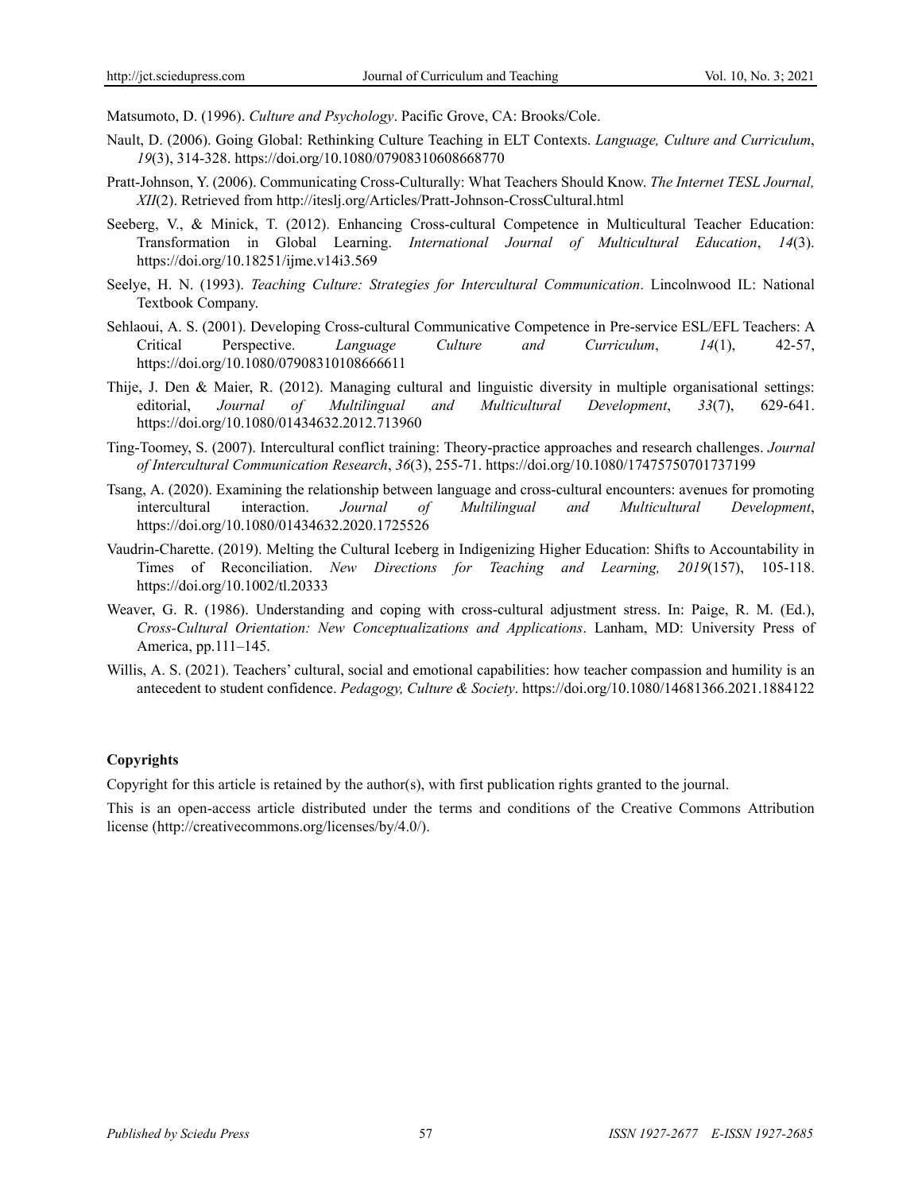Matsumoto, D. (1996). *Culture and Psychology*. Pacific Grove, CA: Brooks/Cole.

Nault, D. (2006). Going Global: Rethinking Culture Teaching in ELT Contexts. *Language, Culture and Curriculum*, *19*(3), 314-328. https://doi.org/10.1080/07908310608668770

Pratt-Johnson, Y. (2006). Communicating Cross-Culturally: What Teachers Should Know. *The Internet TESL Journal, XII*(2). Retrieved from http://iteslj.org/Articles/Pratt-Johnson-CrossCultural.html

Seeberg, V., & Minick, T. (2012). Enhancing Cross-cultural Competence in Multicultural Teacher Education: Transformation in Global Learning. *International Journal of Multicultural Education*, *14*(3). https://doi.org/10.18251/ijme.v14i3.569

Seelye, H. N. (1993). *Teaching Culture: Strategies for Intercultural Communication*. Lincolnwood IL: National Textbook Company.

Sehlaoui, A. S. (2001). Developing Cross-cultural Communicative Competence in Pre-service ESL/EFL Teachers: A Critical Perspective. *Language Culture and Curriculum*, *14*(1), 42-57, https://doi.org/10.1080/07908310108666611

Thije, J. Den & Maier, R. (2012). Managing cultural and linguistic diversity in multiple organisational settings: editorial, *Journal of Multilingual and Multicultural Development*, *33*(7), 629-641. https://doi.org/10.1080/01434632.2012.713960

Ting-Toomey, S. (2007). Intercultural conflict training: Theory-practice approaches and research challenges. *Journal of Intercultural Communication Research*, *36*(3), 255-71. https://doi.org/10.1080/17475750701737199

Tsang, A. (2020). Examining the relationship between language and cross-cultural encounters: avenues for promoting intercultural interaction. *Journal of Multilingual and Multicultural Development*, https://doi.org/10.1080/01434632.2020.1725526

Vaudrin-Charette. (2019). Melting the Cultural Iceberg in Indigenizing Higher Education: Shifts to Accountability in Times of Reconciliation. *New Directions for Teaching and Learning, 2019*(157), 105-118. https://doi.org/10.1002/tl.20333

Weaver, G. R. (1986). Understanding and coping with cross-cultural adjustment stress. In: Paige, R. M. (Ed.), *Cross-Cultural Orientation: New Conceptualizations and Applications*. Lanham, MD: University Press of America, pp.111–145.

Willis, A. S. (2021). Teachers' cultural, social and emotional capabilities: how teacher compassion and humility is an antecedent to student confidence. *Pedagogy, Culture & Society*. https://doi.org/10.1080/14681366.2021.1884122

**Copyrights**

Copyright for this article is retained by the author(s), with first publication rights granted to the journal.

This is an open-access article distributed under the terms and conditions of the Creative Commons Attribution license (http://creativecommons.org/licenses/by/4.0/).